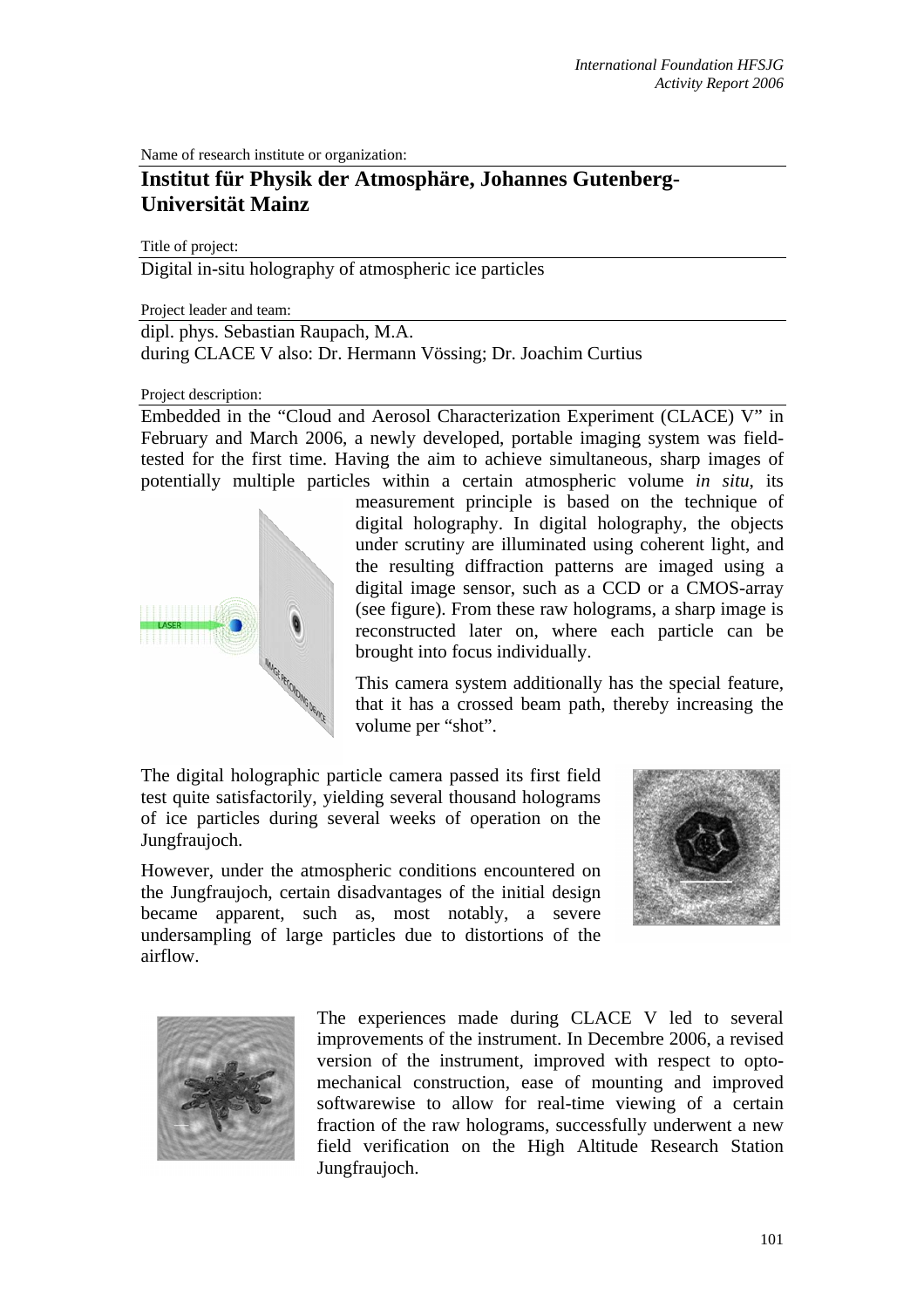Name of research institute or organization:

# Institut für Physik der Atmosphäre, Johannes Gutenberg-Universität Mainz

Title of project:

Digital in-situ holography of atmospheric ice particles

Project leader and team:

dipl. phys. Sebastian Raupach, M.A.
during CLACE V also: Dr. Hermann Vössing; Dr. Joachim Curtius

Project description:

Embedded in the "Cloud and Aerosol Characterization Experiment (CLACE) V" in February and March 2006, a newly developed, portable imaging system was field-tested for the first time. Having the aim to achieve simultaneous, sharp images of potentially multiple particles within a certain atmospheric volume *in situ*, its measurement principle is based on the technique of digital holography. In digital holography, the objects under scrutiny are illuminated using coherent light, and the resulting diffraction patterns are imaged using a digital image sensor, such as a CCD or a CMOS-array (see figure). From these raw holograms, a sharp image is reconstructed later on, where each particle can be brought into focus individually.

This camera system additionally has the special feature, that it has a crossed beam path, thereby increasing the volume per "shot".

The digital holographic particle camera passed its first field test quite satisfactorily, yielding several thousand holograms of ice particles during several weeks of operation on the Jungfraujoch.

However, under the atmospheric conditions encountered on the Jungfraujoch, certain disadvantages of the initial design became apparent, such as, most notably, a severe undersampling of large particles due to distortions of the airflow.

The experiences made during CLACE V led to several improvements of the instrument. In Decembre 2006, a revised version of the instrument, improved with respect to opto-mechanical construction, ease of mounting and improved softwarewise to allow for real-time viewing of a certain fraction of the raw holograms, successfully underwent a new field verification on the High Altitude Research Station Jungfraujoch.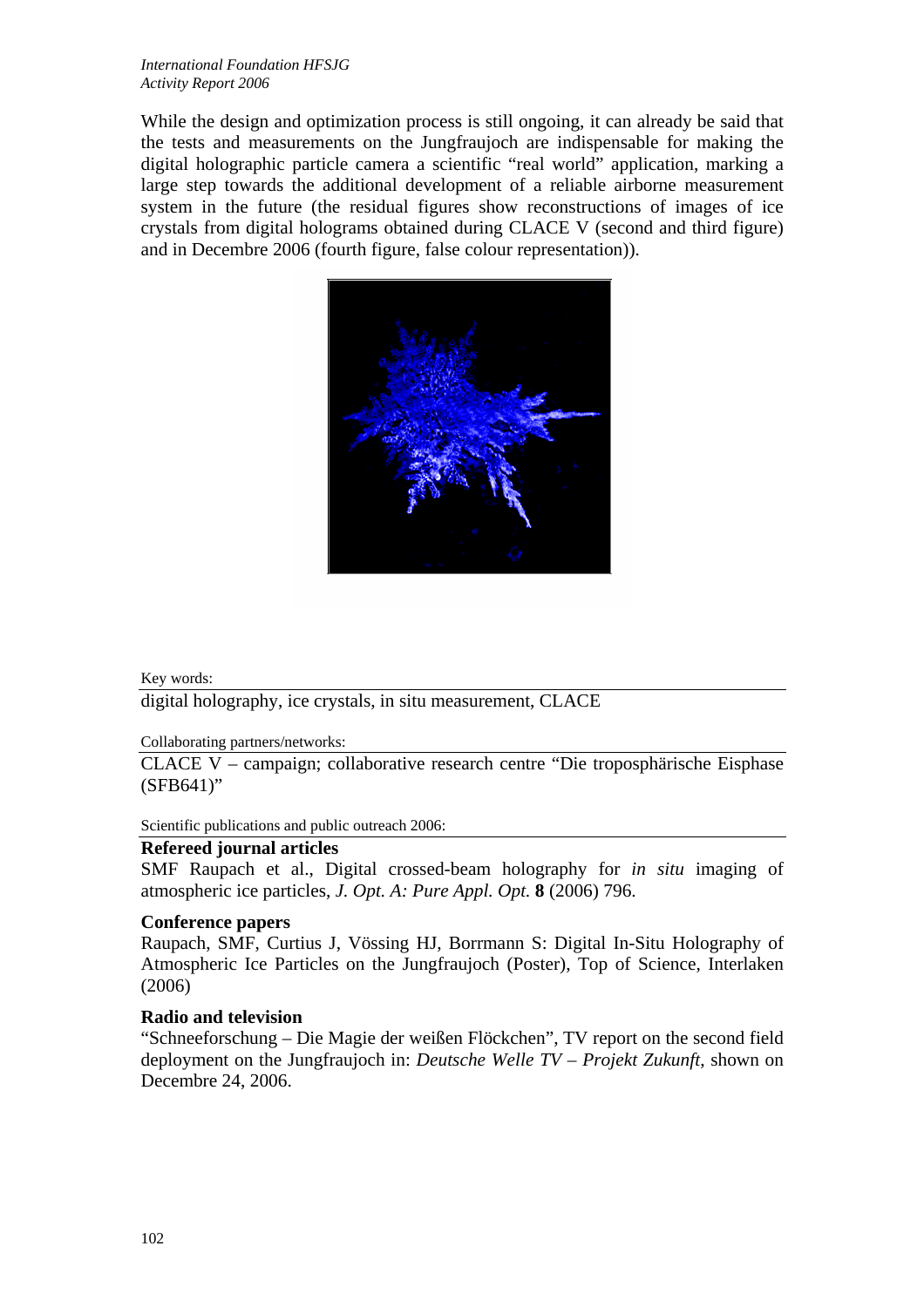While the design and optimization process is still ongoing, it can already be said that the tests and measurements on the Jungfraujoch are indispensable for making the digital holographic particle camera a scientific "real world" application, marking a large step towards the additional development of a reliable airborne measurement system in the future (the residual figures show reconstructions of images of ice crystals from digital holograms obtained during CLACE V (second and third figure) and in Decembre 2006 (fourth figure, false colour representation)).

Key words:

digital holography, ice crystals, in situ measurement, CLACE

Collaborating partners/networks:

CLACE V – campaign; collaborative research centre "Die troposphärische Eisphase (SFB641)"

Scientific publications and public outreach 2006:

**Refereed journal articles**

SMF Raupach et al., Digital crossed-beam holography for *in situ* imaging of atmospheric ice particles, *J. Opt. A: Pure Appl. Opt.* **8** (2006) 796.

**Conference papers**

Raupach, SMF, Curtius J, Vössing HJ, Borrmann S: Digital In-Situ Holography of Atmospheric Ice Particles on the Jungfraujoch (Poster), Top of Science, Interlaken (2006)

**Radio and television**

"Schneeforschung – Die Magie der weißen Flöckchen", TV report on the second field deployment on the Jungfraujoch in: *Deutsche Welle TV – Projekt Zukunft*, shown on Decembre 24, 2006.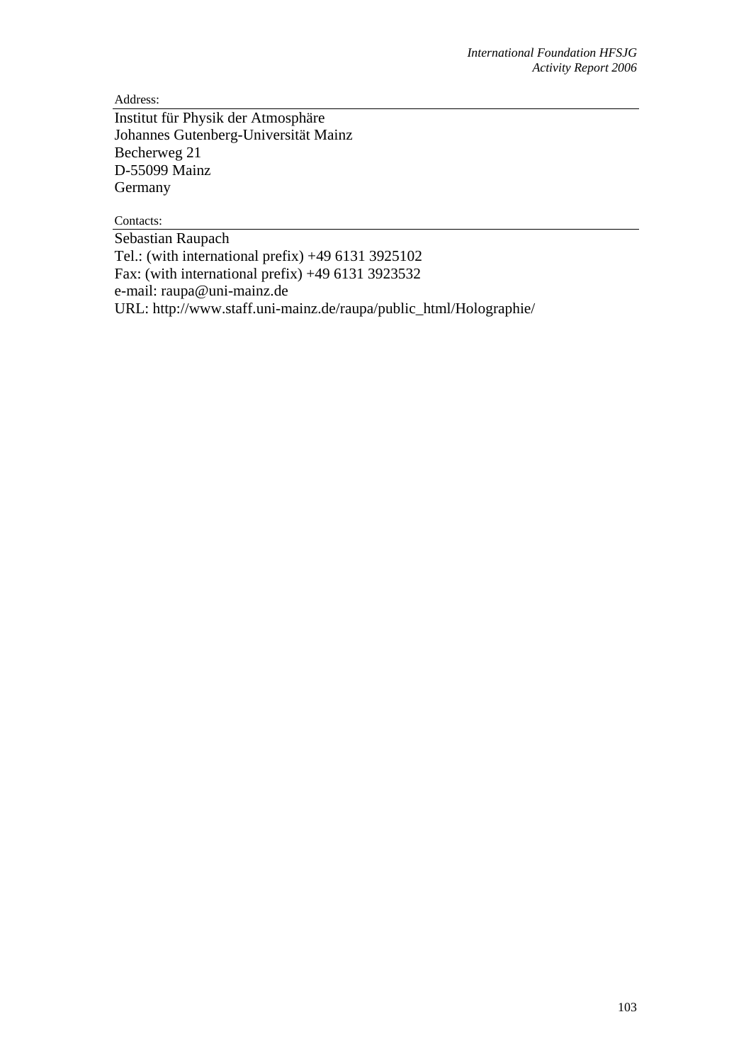Address:

Institut für Physik der Atmosphäre
Johannes Gutenberg-Universität Mainz
Becherweg 21
D-55099 Mainz
Germany

Contacts:

Sebastian Raupach
Tel.: (with international prefix) +49 6131 3925102
Fax: (with international prefix) +49 6131 3923532
e-mail: raupa@uni-mainz.de
URL: http://www.staff.uni-mainz.de/raupa/public_html/Holographie/